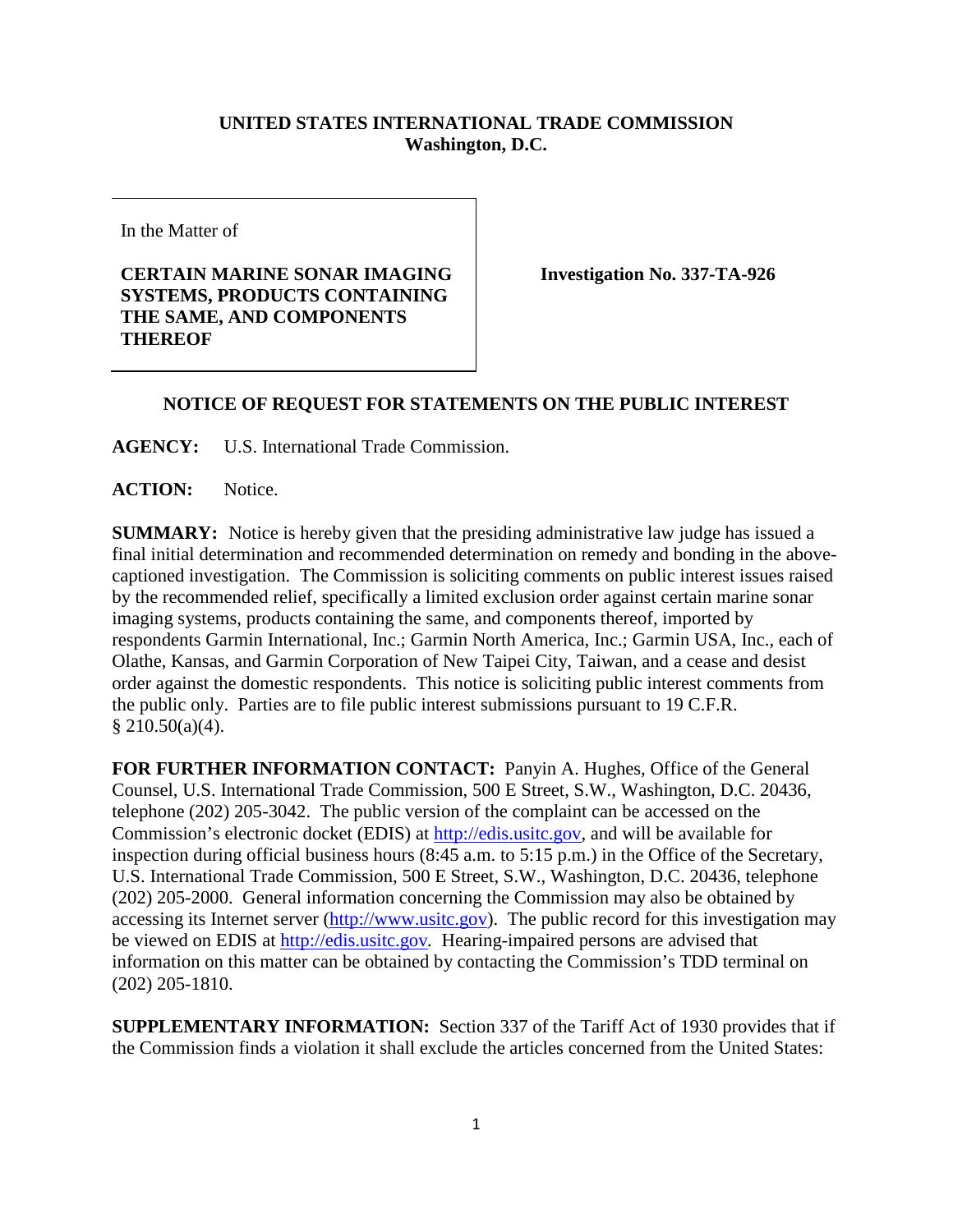**UNITED STATES INTERNATIONAL TRADE COMMISSION**
**Washington, D.C.**

| In the Matter of<br><br>**CERTAIN MARINE SONAR IMAGING SYSTEMS, PRODUCTS CONTAINING THE SAME, AND COMPONENTS THEREOF** | **Investigation No. 337-TA-926** |
|---|---|

## NOTICE OF REQUEST FOR STATEMENTS ON THE PUBLIC INTEREST

**AGENCY:** U.S. International Trade Commission.

**ACTION:** Notice.

**SUMMARY:** Notice is hereby given that the presiding administrative law judge has issued a final initial determination and recommended determination on remedy and bonding in the above-captioned investigation. The Commission is soliciting comments on public interest issues raised by the recommended relief, specifically a limited exclusion order against certain marine sonar imaging systems, products containing the same, and components thereof, imported by respondents Garmin International, Inc.; Garmin North America, Inc.; Garmin USA, Inc., each of Olathe, Kansas, and Garmin Corporation of New Taipei City, Taiwan, and a cease and desist order against the domestic respondents. This notice is soliciting public interest comments from the public only. Parties are to file public interest submissions pursuant to 19 C.F.R. § 210.50(a)(4).

**FOR FURTHER INFORMATION CONTACT:** Panyin A. Hughes, Office of the General Counsel, U.S. International Trade Commission, 500 E Street, S.W., Washington, D.C. 20436, telephone (202) 205-3042. The public version of the complaint can be accessed on the Commission's electronic docket (EDIS) at http://edis.usitc.gov, and will be available for inspection during official business hours (8:45 a.m. to 5:15 p.m.) in the Office of the Secretary, U.S. International Trade Commission, 500 E Street, S.W., Washington, D.C. 20436, telephone (202) 205-2000. General information concerning the Commission may also be obtained by accessing its Internet server (http://www.usitc.gov). The public record for this investigation may be viewed on EDIS at http://edis.usitc.gov. Hearing-impaired persons are advised that information on this matter can be obtained by contacting the Commission's TDD terminal on (202) 205-1810.

**SUPPLEMENTARY INFORMATION:** Section 337 of the Tariff Act of 1930 provides that if the Commission finds a violation it shall exclude the articles concerned from the United States: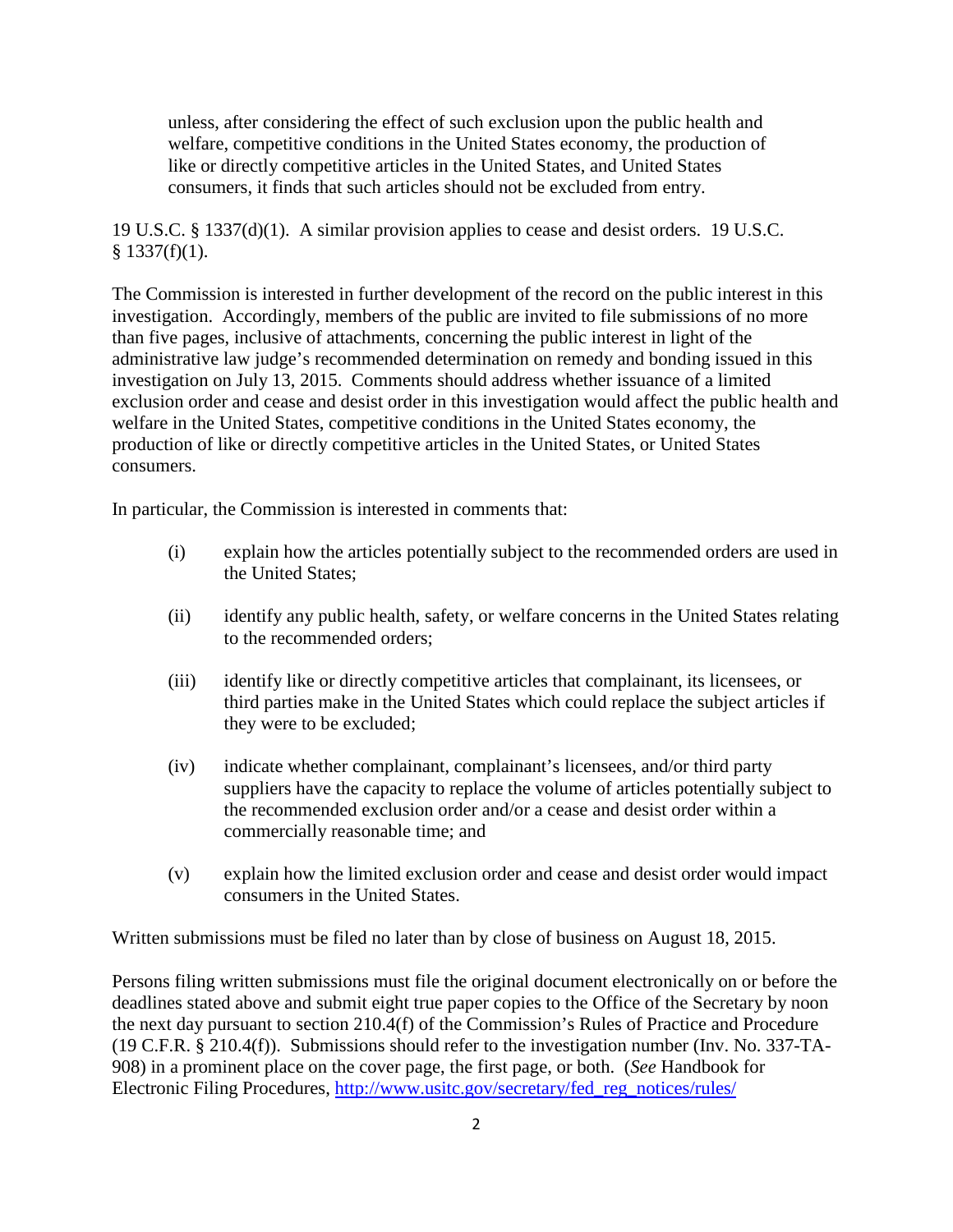> unless, after considering the effect of such exclusion upon the public health and welfare, competitive conditions in the United States economy, the production of like or directly competitive articles in the United States, and United States consumers, it finds that such articles should not be excluded from entry.

19 U.S.C. § 1337(d)(1). A similar provision applies to cease and desist orders. 19 U.S.C. § 1337(f)(1).

The Commission is interested in further development of the record on the public interest in this investigation. Accordingly, members of the public are invited to file submissions of no more than five pages, inclusive of attachments, concerning the public interest in light of the administrative law judge's recommended determination on remedy and bonding issued in this investigation on July 13, 2015. Comments should address whether issuance of a limited exclusion order and cease and desist order in this investigation would affect the public health and welfare in the United States, competitive conditions in the United States economy, the production of like or directly competitive articles in the United States, or United States consumers.

In particular, the Commission is interested in comments that:

- (i) explain how the articles potentially subject to the recommended orders are used in the United States;
- (ii) identify any public health, safety, or welfare concerns in the United States relating to the recommended orders;
- (iii) identify like or directly competitive articles that complainant, its licensees, or third parties make in the United States which could replace the subject articles if they were to be excluded;
- (iv) indicate whether complainant, complainant's licensees, and/or third party suppliers have the capacity to replace the volume of articles potentially subject to the recommended exclusion order and/or a cease and desist order within a commercially reasonable time; and
- (v) explain how the limited exclusion order and cease and desist order would impact consumers in the United States.

Written submissions must be filed no later than by close of business on August 18, 2015.

Persons filing written submissions must file the original document electronically on or before the deadlines stated above and submit eight true paper copies to the Office of the Secretary by noon the next day pursuant to section 210.4(f) of the Commission's Rules of Practice and Procedure (19 C.F.R. § 210.4(f)). Submissions should refer to the investigation number (Inv. No. 337-TA-908) in a prominent place on the cover page, the first page, or both. (*See* Handbook for Electronic Filing Procedures, [http://www.usitc.gov/secretary/fed_reg_notices/rules/](http://www.usitc.gov/secretary/fed_reg_notices/rules/)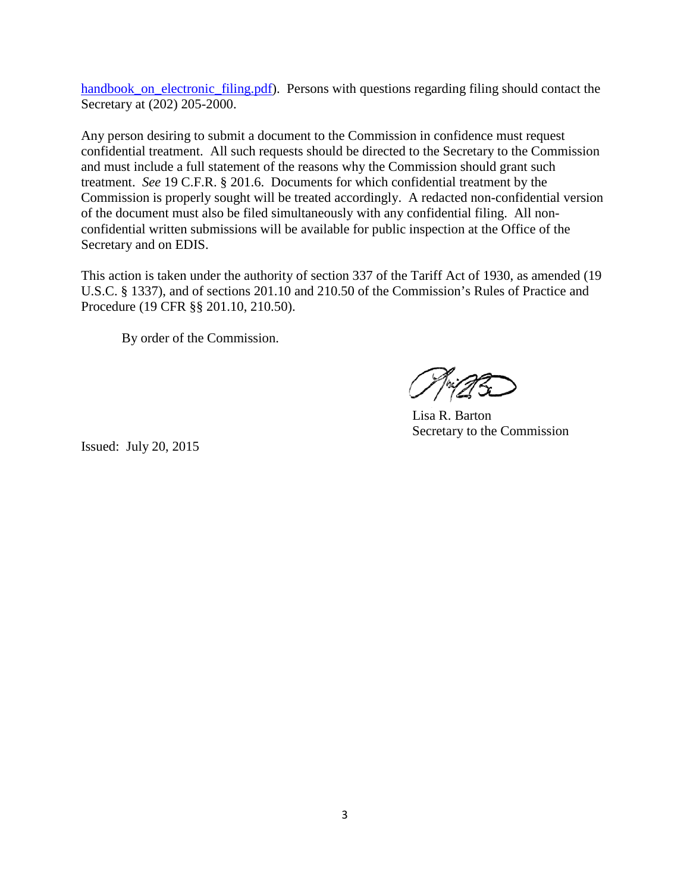handbook_on_electronic_filing.pdf). Persons with questions regarding filing should contact the Secretary at (202) 205-2000.

Any person desiring to submit a document to the Commission in confidence must request confidential treatment. All such requests should be directed to the Secretary to the Commission and must include a full statement of the reasons why the Commission should grant such treatment. *See* 19 C.F.R. § 201.6. Documents for which confidential treatment by the Commission is properly sought will be treated accordingly. A redacted non-confidential version of the document must also be filed simultaneously with any confidential filing. All non-confidential written submissions will be available for public inspection at the Office of the Secretary and on EDIS.

This action is taken under the authority of section 337 of the Tariff Act of 1930, as amended (19 U.S.C. § 1337), and of sections 201.10 and 210.50 of the Commission's Rules of Practice and Procedure (19 CFR §§ 201.10, 210.50).

By order of the Commission.

Lisa R. Barton
Secretary to the Commission

Issued: July 20, 2015